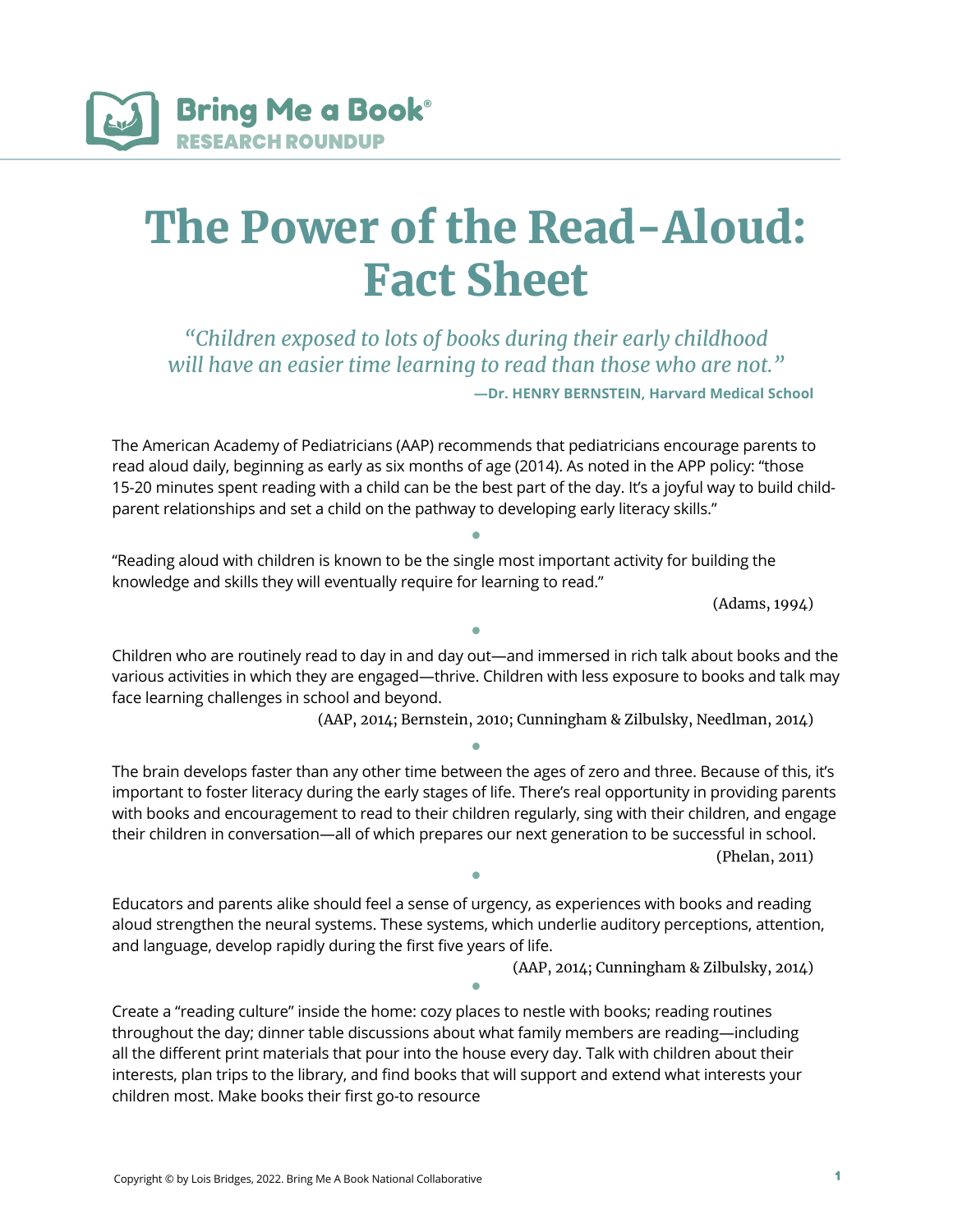**Bring Me a Book®**
**RESEARCH ROUNDUP**

# The Power of the Read-Aloud: Fact Sheet

*"Children exposed to lots of books during their early childhood will have an easier time learning to read than those who are not."*

**—Dr. HENRY BERNSTEIN, Harvard Medical School**

The American Academy of Pediatricians (AAP) recommends that pediatricians encourage parents to read aloud daily, beginning as early as six months of age (2014). As noted in the APP policy: "those 15-20 minutes spent reading with a child can be the best part of the day. It's a joyful way to build child-parent relationships and set a child on the pathway to developing early literacy skills."

•

"Reading aloud with children is known to be the single most important activity for building the knowledge and skills they will eventually require for learning to read."

(Adams, 1994)

•

Children who are routinely read to day in and day out—and immersed in rich talk about books and the various activities in which they are engaged—thrive. Children with less exposure to books and talk may face learning challenges in school and beyond.

(AAP, 2014; Bernstein, 2010; Cunningham & Zilbulsky, Needlman, 2014)

•

The brain develops faster than any other time between the ages of zero and three. Because of this, it's important to foster literacy during the early stages of life. There's real opportunity in providing parents with books and encouragement to read to their children regularly, sing with their children, and engage their children in conversation—all of which prepares our next generation to be successful in school.

(Phelan, 2011)

•

Educators and parents alike should feel a sense of urgency, as experiences with books and reading aloud strengthen the neural systems. These systems, which underlie auditory perceptions, attention, and language, develop rapidly during the first five years of life.

(AAP, 2014; Cunningham & Zilbulsky, 2014)

•

Create a "reading culture" inside the home: cozy places to nestle with books; reading routines throughout the day; dinner table discussions about what family members are reading—including all the different print materials that pour into the house every day. Talk with children about their interests, plan trips to the library, and find books that will support and extend what interests your children most. Make books their first go-to resource

Copyright © by Lois Bridges, 2022. Bring Me A Book National Collaborative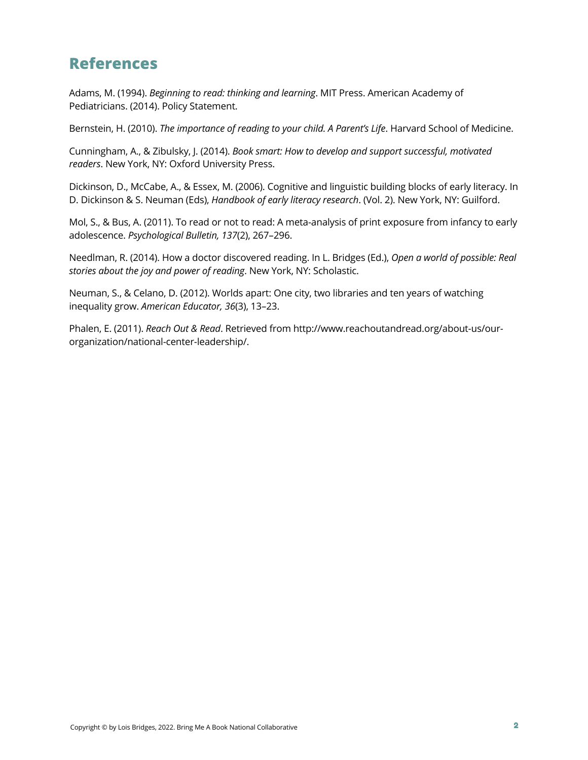## References

Adams, M. (1994). *Beginning to read: thinking and learning*. MIT Press. American Academy of Pediatricians. (2014). Policy Statement.

Bernstein, H. (2010). *The importance of reading to your child. A Parent's Life*. Harvard School of Medicine.

Cunningham, A., & Zibulsky, J. (2014). *Book smart: How to develop and support successful, motivated readers*. New York, NY: Oxford University Press.

Dickinson, D., McCabe, A., & Essex, M. (2006). Cognitive and linguistic building blocks of early literacy. In D. Dickinson & S. Neuman (Eds), *Handbook of early literacy research*. (Vol. 2). New York, NY: Guilford.

Mol, S., & Bus, A. (2011). To read or not to read: A meta-analysis of print exposure from infancy to early adolescence. *Psychological Bulletin, 137*(2), 267–296.

Needlman, R. (2014). How a doctor discovered reading. In L. Bridges (Ed.), *Open a world of possible: Real stories about the joy and power of reading*. New York, NY: Scholastic.

Neuman, S., & Celano, D. (2012). Worlds apart: One city, two libraries and ten years of watching inequality grow. *American Educator, 36*(3), 13–23.

Phalen, E. (2011). *Reach Out & Read*. Retrieved from http://www.reachoutandread.org/about-us/our-organization/national-center-leadership/.

Copyright © by Lois Bridges, 2022. Bring Me A Book National Collaborative